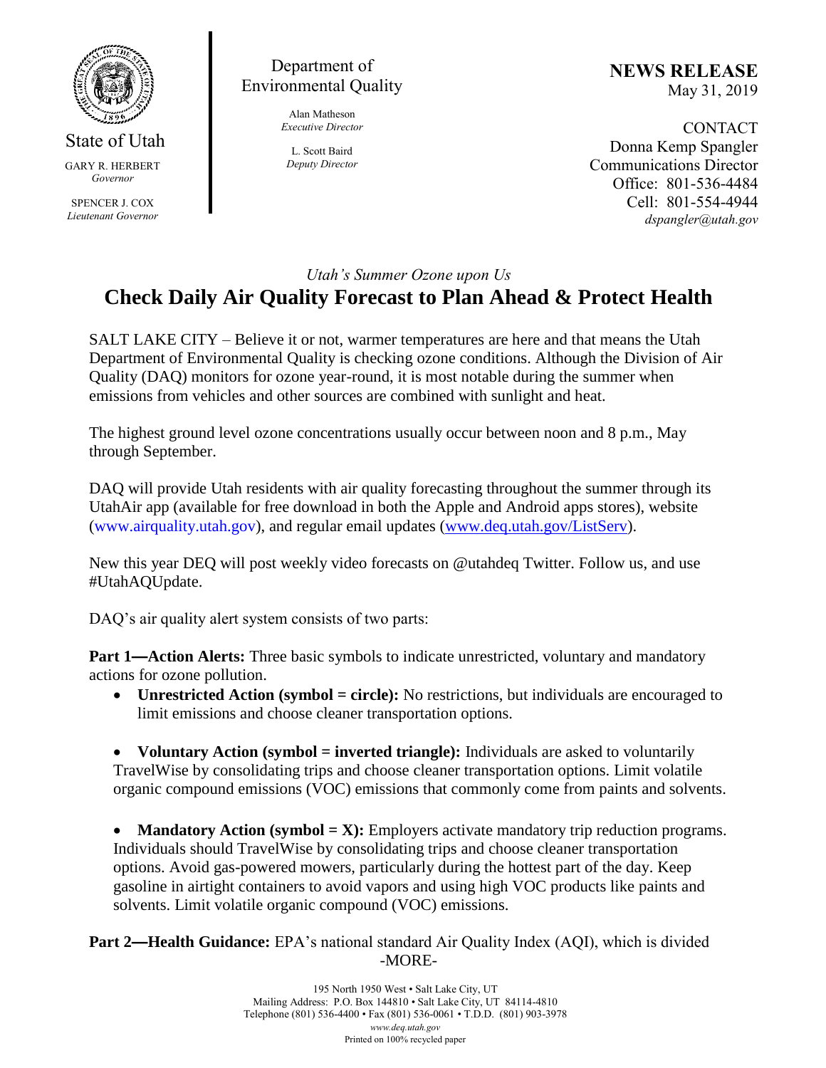State of Utah

GARY R. HERBERT
*Governor*

SPENCER J. COX
*Lieutenant Governor*

Department of Environmental Quality

Alan Matheson
*Executive Director*

L. Scott Baird
*Deputy Director*

**NEWS RELEASE**
May 31, 2019

CONTACT
Donna Kemp Spangler
Communications Director
Office: 801-536-4484
Cell: 801-554-4944
*dspangler@utah.gov*

*Utah's Summer Ozone upon Us*

# Check Daily Air Quality Forecast to Plan Ahead & Protect Health

SALT LAKE CITY – Believe it or not, warmer temperatures are here and that means the Utah Department of Environmental Quality is checking ozone conditions. Although the Division of Air Quality (DAQ) monitors for ozone year-round, it is most notable during the summer when emissions from vehicles and other sources are combined with sunlight and heat.

The highest ground level ozone concentrations usually occur between noon and 8 p.m., May through September.

DAQ will provide Utah residents with air quality forecasting throughout the summer through its UtahAir app (available for free download in both the Apple and Android apps stores), website (www.airquality.utah.gov), and regular email updates (www.deq.utah.gov/ListServ).

New this year DEQ will post weekly video forecasts on @utahdeq Twitter. Follow us, and use #UtahAQUpdate.

DAQ's air quality alert system consists of two parts:

**Part 1—Action Alerts:** Three basic symbols to indicate unrestricted, voluntary and mandatory actions for ozone pollution.

- **Unrestricted Action (symbol = circle):** No restrictions, but individuals are encouraged to limit emissions and choose cleaner transportation options.
- **Voluntary Action (symbol = inverted triangle):** Individuals are asked to voluntarily TravelWise by consolidating trips and choose cleaner transportation options. Limit volatile organic compound emissions (VOC) emissions that commonly come from paints and solvents.
- **Mandatory Action (symbol = X):** Employers activate mandatory trip reduction programs. Individuals should TravelWise by consolidating trips and choose cleaner transportation options. Avoid gas-powered mowers, particularly during the hottest part of the day. Keep gasoline in airtight containers to avoid vapors and using high VOC products like paints and solvents. Limit volatile organic compound (VOC) emissions.

**Part 2—Health Guidance:** EPA's national standard Air Quality Index (AQI), which is divided

-MORE-

195 North 1950 West • Salt Lake City, UT
Mailing Address: P.O. Box 144810 • Salt Lake City, UT 84114-4810
Telephone (801) 536-4400 • Fax (801) 536-0061 • T.D.D. (801) 903-3978
*www.deq.utah.gov*
Printed on 100% recycled paper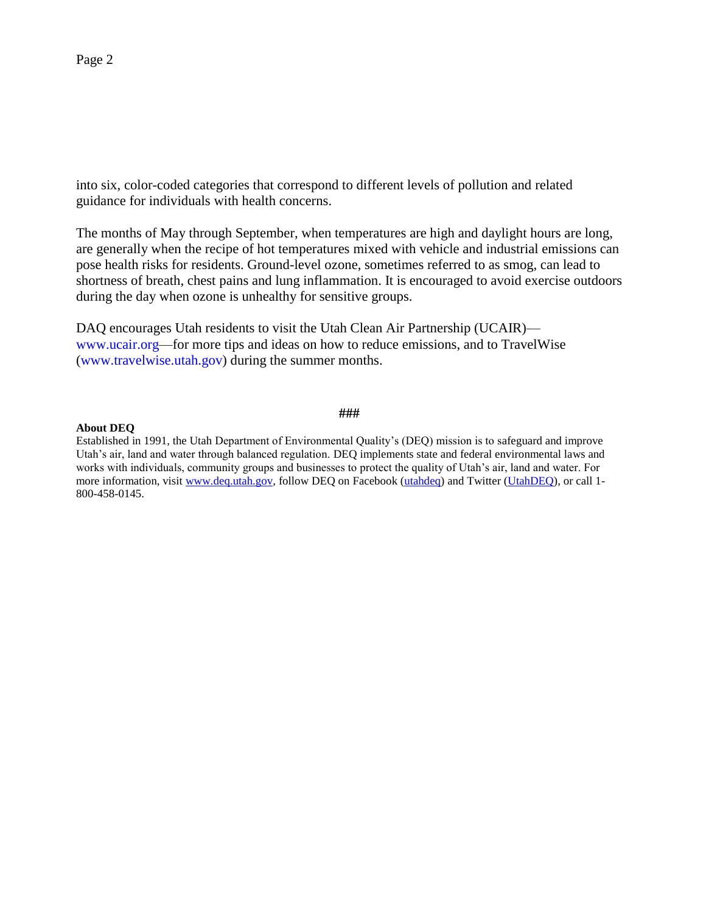into six, color-coded categories that correspond to different levels of pollution and related guidance for individuals with health concerns.

The months of May through September, when temperatures are high and daylight hours are long, are generally when the recipe of hot temperatures mixed with vehicle and industrial emissions can pose health risks for residents. Ground-level ozone, sometimes referred to as smog, can lead to shortness of breath, chest pains and lung inflammation. It is encouraged to avoid exercise outdoors during the day when ozone is unhealthy for sensitive groups.

DAQ encourages Utah residents to visit the Utah Clean Air Partnership (UCAIR)—www.ucair.org—for more tips and ideas on how to reduce emissions, and to TravelWise (www.travelwise.utah.gov) during the summer months.

**###**

**About DEQ**

Established in 1991, the Utah Department of Environmental Quality's (DEQ) mission is to safeguard and improve Utah's air, land and water through balanced regulation. DEQ implements state and federal environmental laws and works with individuals, community groups and businesses to protect the quality of Utah's air, land and water. For more information, visit www.deq.utah.gov, follow DEQ on Facebook (utahdeq) and Twitter (UtahDEQ), or call 1-800-458-0145.